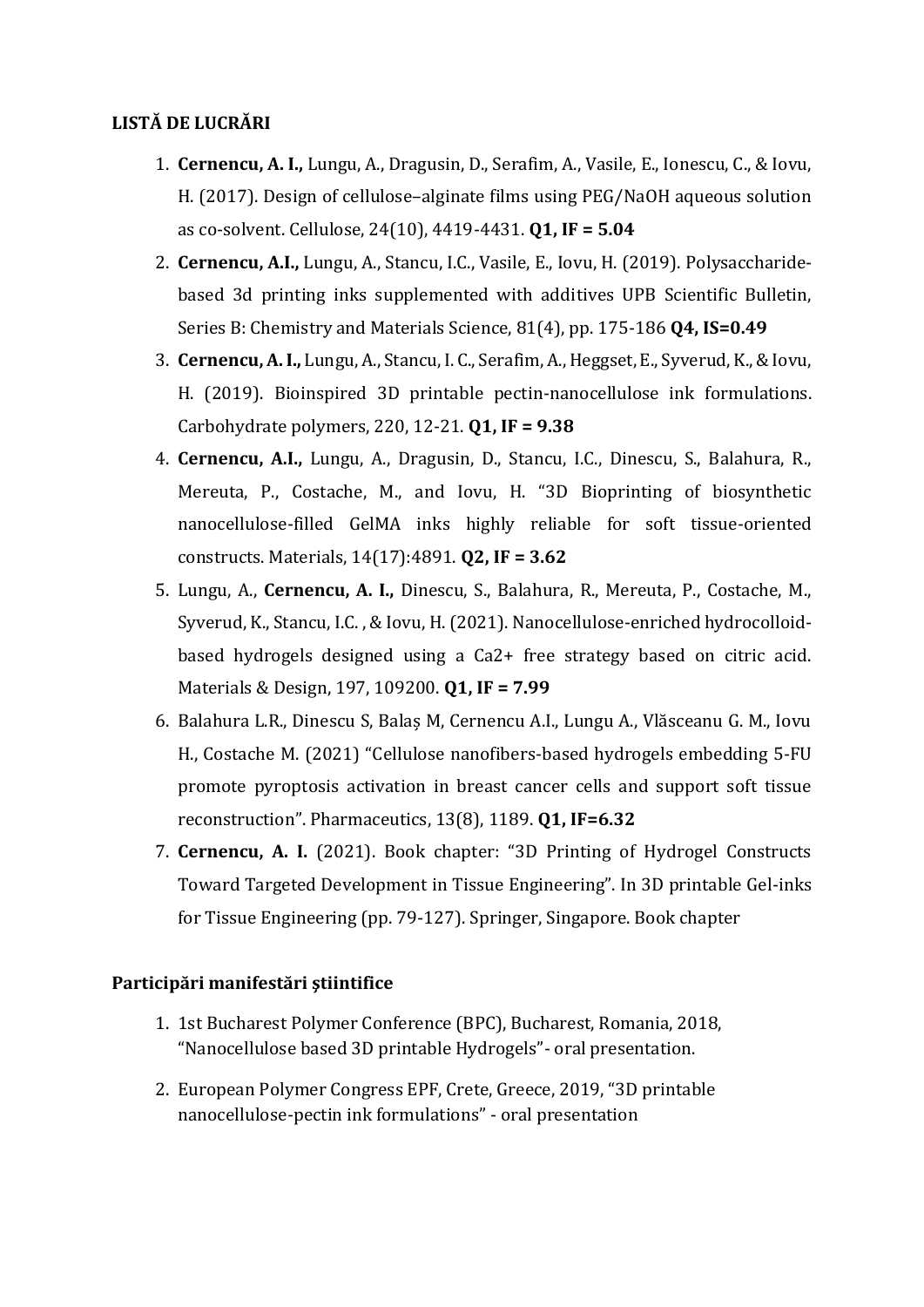**LISTĂ DE LUCRĂRI**

1. **Cernencu, A. I.,** Lungu, A., Dragusin, D., Serafim, A., Vasile, E., Ionescu, C., & Iovu, H. (2017). Design of cellulose–alginate films using PEG/NaOH aqueous solution as co-solvent. Cellulose, 24(10), 4419-4431. **Q1, IF = 5.04**
2. **Cernencu, A.I.,** Lungu, A., Stancu, I.C., Vasile, E., Iovu, H. (2019). Polysaccharide-based 3d printing inks supplemented with additives UPB Scientific Bulletin, Series B: Chemistry and Materials Science, 81(4), pp. 175-186 **Q4, IS=0.49**
3. **Cernencu, A. I.,** Lungu, A., Stancu, I. C., Serafim, A., Heggset, E., Syverud, K., & Iovu, H. (2019). Bioinspired 3D printable pectin-nanocellulose ink formulations. Carbohydrate polymers, 220, 12-21. **Q1, IF = 9.38**
4. **Cernencu, A.I.,** Lungu, A., Dragusin, D., Stancu, I.C., Dinescu, S., Balahura, R., Mereuta, P., Costache, M., and Iovu, H. "3D Bioprinting of biosynthetic nanocellulose-filled GelMA inks highly reliable for soft tissue-oriented constructs. Materials, 14(17):4891. **Q2, IF = 3.62**
5. Lungu, A., **Cernencu, A. I.,** Dinescu, S., Balahura, R., Mereuta, P., Costache, M., Syverud, K., Stancu, I.C. , & Iovu, H. (2021). Nanocellulose-enriched hydrocolloid-based hydrogels designed using a Ca2+ free strategy based on citric acid. Materials & Design, 197, 109200. **Q1, IF = 7.99**
6. Balahura L.R., Dinescu S, Balaș M, Cernencu A.I., Lungu A., Vlăsceanu G. M., Iovu H., Costache M. (2021) "Cellulose nanofibers-based hydrogels embedding 5-FU promote pyroptosis activation in breast cancer cells and support soft tissue reconstruction". Pharmaceutics, 13(8), 1189. **Q1, IF=6.32**
7. **Cernencu, A. I.** (2021). Book chapter: "3D Printing of Hydrogel Constructs Toward Targeted Development in Tissue Engineering". In 3D printable Gel-inks for Tissue Engineering (pp. 79-127). Springer, Singapore. Book chapter

**Participări manifestări științifice**

1. 1st Bucharest Polymer Conference (BPC), Bucharest, Romania, 2018, "Nanocellulose based 3D printable Hydrogels"- oral presentation.
2. European Polymer Congress EPF, Crete, Greece, 2019, "3D printable nanocellulose-pectin ink formulations" - oral presentation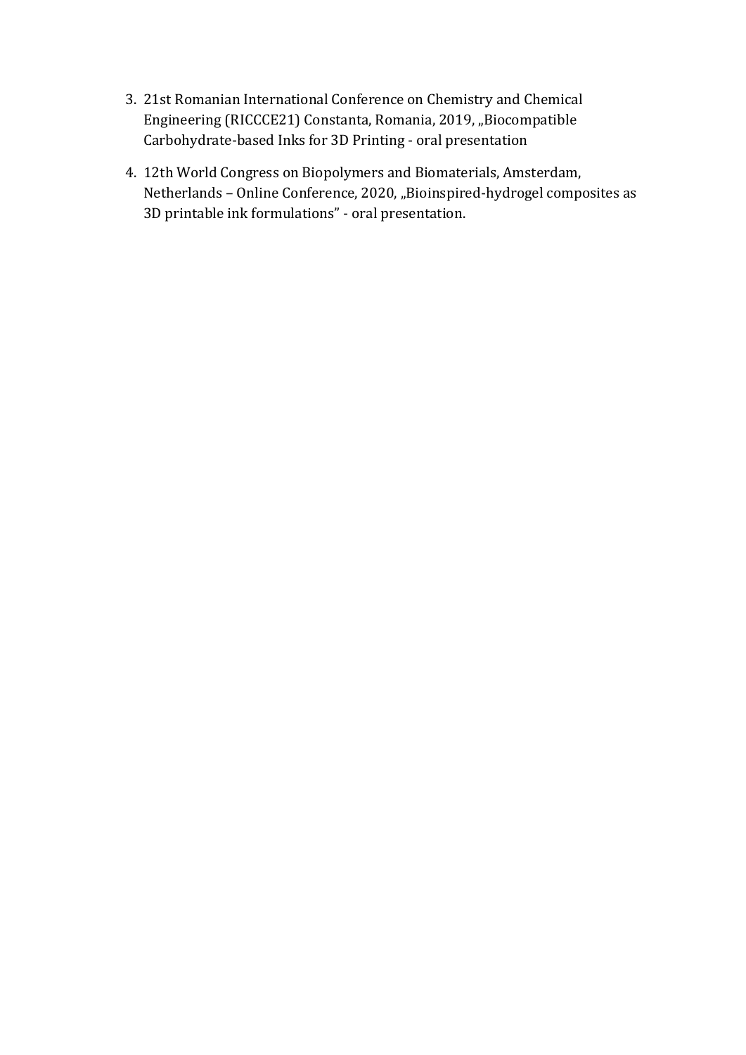3. 21st Romanian International Conference on Chemistry and Chemical Engineering (RICCCE21) Constanta, Romania, 2019, „Biocompatible Carbohydrate-based Inks for 3D Printing - oral presentation

4. 12th World Congress on Biopolymers and Biomaterials, Amsterdam, Netherlands – Online Conference, 2020, „Bioinspired-hydrogel composites as 3D printable ink formulations" - oral presentation.